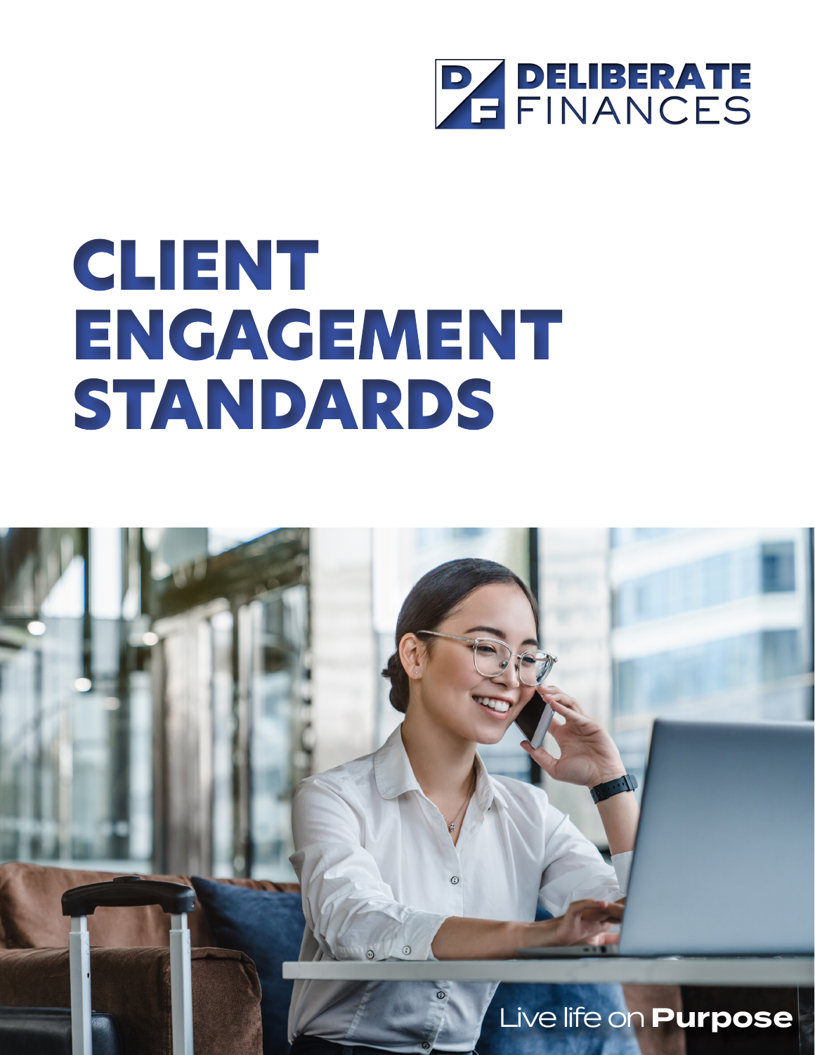DELIBERATE FINANCES

# CLIENT ENGAGEMENT STANDARDS

Live life on **Purpose**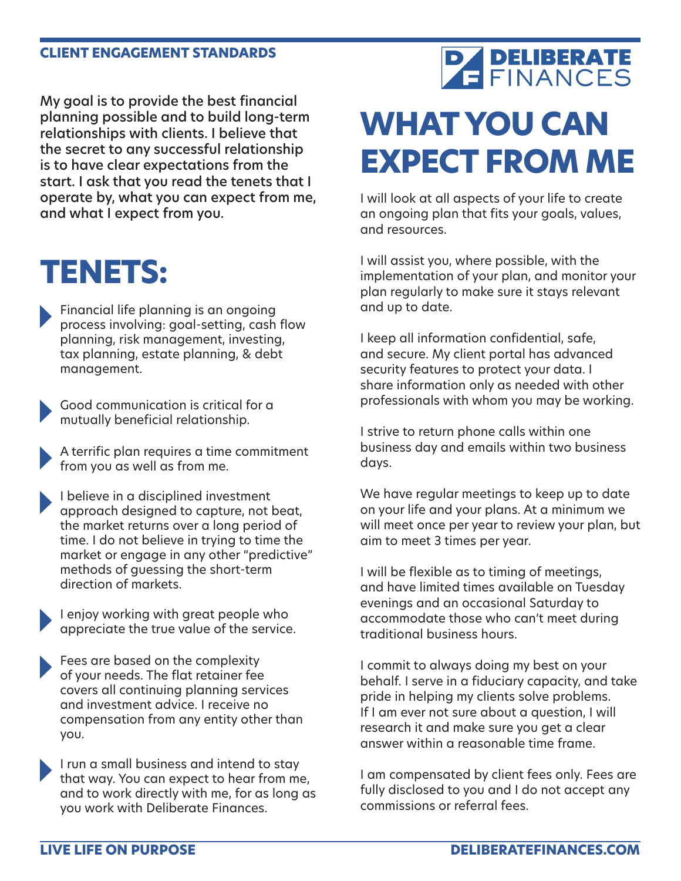CLIENT ENGAGEMENT STANDARDS

**My goal is to provide the best financial planning possible and to build long-term relationships with clients. I believe that the secret to any successful relationship is to have clear expectations from the start. I ask that you read the tenets that I operate by, what you can expect from me, and what I expect from you.**

# TENETS:

- Financial life planning is an ongoing process involving: goal-setting, cash flow planning, risk management, investing, tax planning, estate planning, & debt management.
- Good communication is critical for a mutually beneficial relationship.
- A terrific plan requires a time commitment from you as well as from me.
- I believe in a disciplined investment approach designed to capture, not beat, the market returns over a long period of time. I do not believe in trying to time the market or engage in any other "predictive" methods of guessing the short-term direction of markets.
- I enjoy working with great people who appreciate the true value of the service.
- Fees are based on the complexity of your needs. The flat retainer fee covers all continuing planning services and investment advice. I receive no compensation from any entity other than you.
- I run a small business and intend to stay that way. You can expect to hear from me, and to work directly with me, for as long as you work with Deliberate Finances.

# WHAT YOU CAN EXPECT FROM ME

I will look at all aspects of your life to create an ongoing plan that fits your goals, values, and resources.

I will assist you, where possible, with the implementation of your plan, and monitor your plan regularly to make sure it stays relevant and up to date.

I keep all information confidential, safe, and secure. My client portal has advanced security features to protect your data. I share information only as needed with other professionals with whom you may be working.

I strive to return phone calls within one business day and emails within two business days.

We have regular meetings to keep up to date on your life and your plans. At a minimum we will meet once per year to review your plan, but aim to meet 3 times per year.

I will be flexible as to timing of meetings, and have limited times available on Tuesday evenings and an occasional Saturday to accommodate those who can't meet during traditional business hours.

I commit to always doing my best on your behalf. I serve in a fiduciary capacity, and take pride in helping my clients solve problems. If I am ever not sure about a question, I will research it and make sure you get a clear answer within a reasonable time frame.

I am compensated by client fees only. Fees are fully disclosed to you and I do not accept any commissions or referral fees.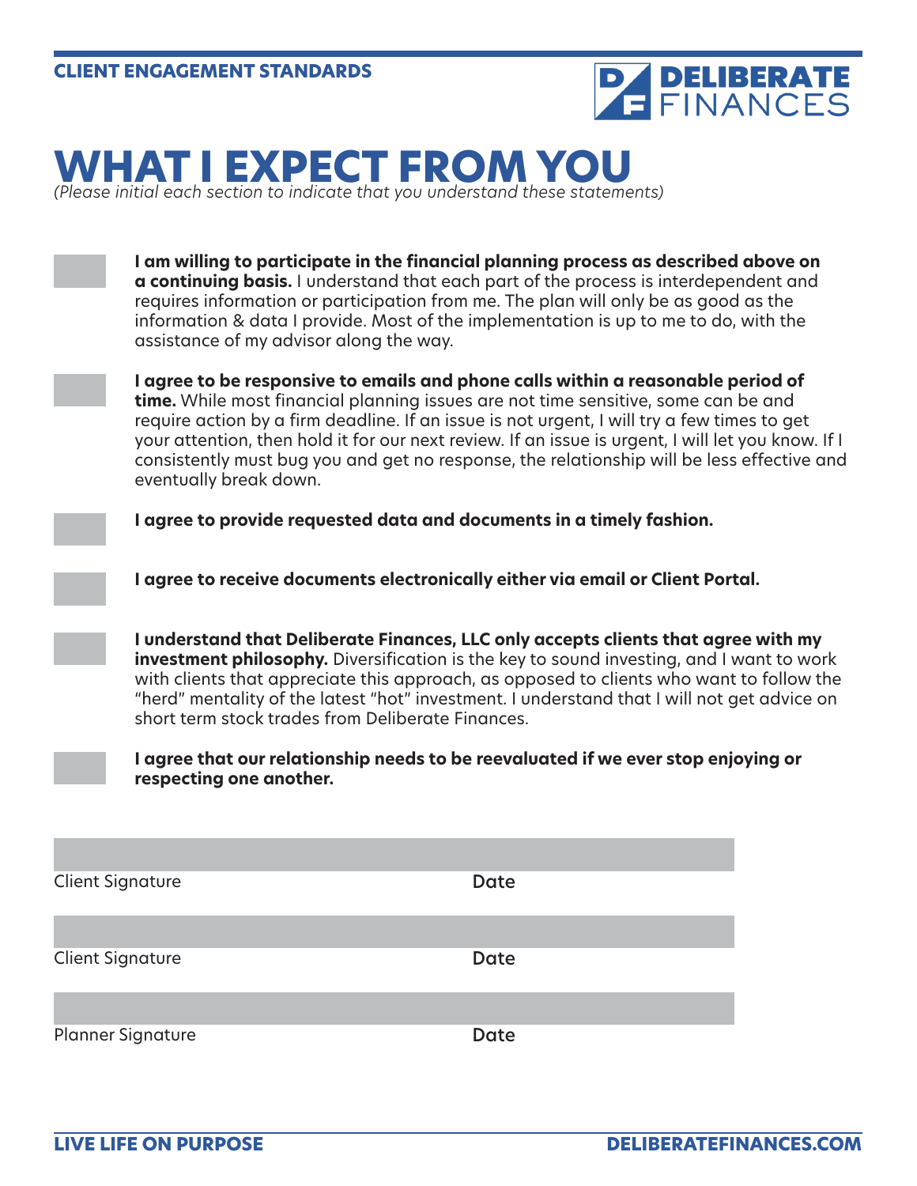CLIENT ENGAGEMENT STANDARDS

DELIBERATE FINANCES

# WHAT I EXPECT FROM YOU

*(Please initial each section to indicate that you understand these statements)*

**I am willing to participate in the financial planning process as described above on a continuing basis.** I understand that each part of the process is interdependent and requires information or participation from me. The plan will only be as good as the information & data I provide. Most of the implementation is up to me to do, with the assistance of my advisor along the way.

**I agree to be responsive to emails and phone calls within a reasonable period of time.** While most financial planning issues are not time sensitive, some can be and require action by a firm deadline. If an issue is not urgent, I will try a few times to get your attention, then hold it for our next review. If an issue is urgent, I will let you know. If I consistently must bug you and get no response, the relationship will be less effective and eventually break down.

**I agree to provide requested data and documents in a timely fashion.**

**I agree to receive documents electronically either via email or Client Portal.**

**I understand that Deliberate Finances, LLC only accepts clients that agree with my investment philosophy.** Diversification is the key to sound investing, and I want to work with clients that appreciate this approach, as opposed to clients who want to follow the "herd" mentality of the latest "hot" investment. I understand that I will not get advice on short term stock trades from Deliberate Finances.

**I agree that our relationship needs to be reevaluated if we ever stop enjoying or respecting one another.**

Client Signature Date

Client Signature Date

Planner Signature Date

LIVE LIFE ON PURPOSE

DELIBERATEFINANCES.COM